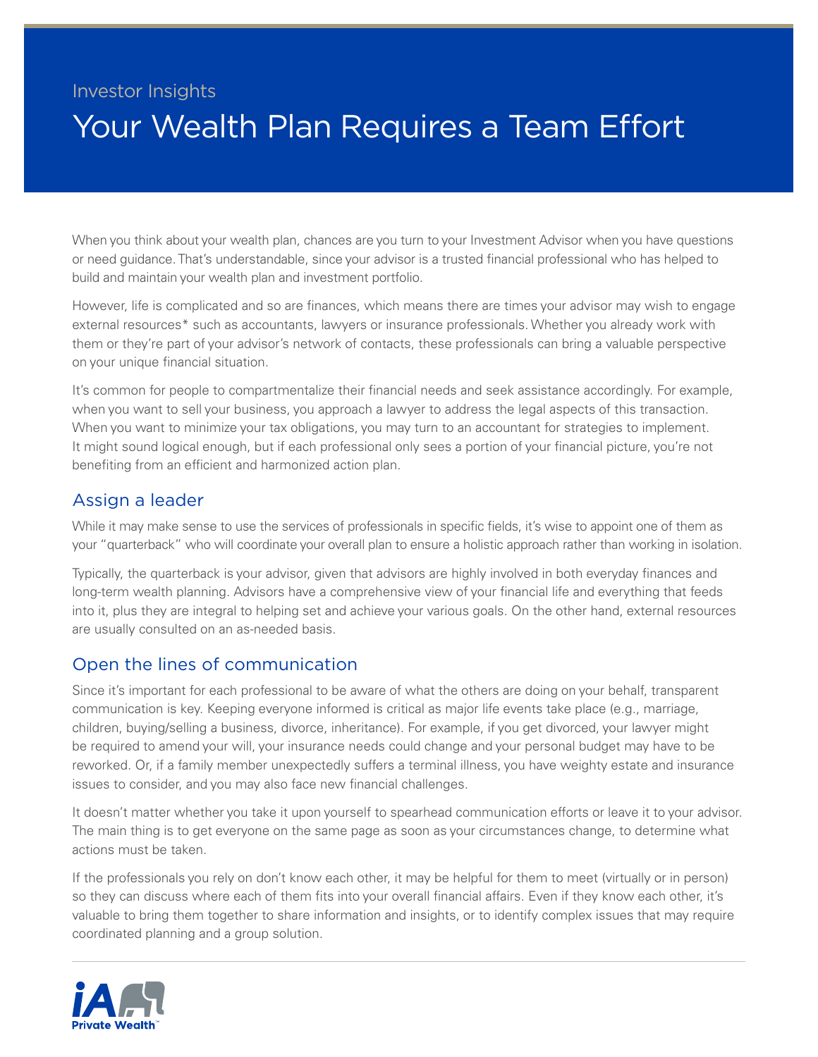Investor Insights

# Your Wealth Plan Requires a Team Effort

When you think about your wealth plan, chances are you turn to your Investment Advisor when you have questions or need guidance. That's understandable, since your advisor is a trusted financial professional who has helped to build and maintain your wealth plan and investment portfolio.

However, life is complicated and so are finances, which means there are times your advisor may wish to engage external resources* such as accountants, lawyers or insurance professionals. Whether you already work with them or they're part of your advisor's network of contacts, these professionals can bring a valuable perspective on your unique financial situation.

It's common for people to compartmentalize their financial needs and seek assistance accordingly. For example, when you want to sell your business, you approach a lawyer to address the legal aspects of this transaction. When you want to minimize your tax obligations, you may turn to an accountant for strategies to implement. It might sound logical enough, but if each professional only sees a portion of your financial picture, you're not benefiting from an efficient and harmonized action plan.

## Assign a leader

While it may make sense to use the services of professionals in specific fields, it's wise to appoint one of them as your "quarterback" who will coordinate your overall plan to ensure a holistic approach rather than working in isolation.

Typically, the quarterback is your advisor, given that advisors are highly involved in both everyday finances and long-term wealth planning. Advisors have a comprehensive view of your financial life and everything that feeds into it, plus they are integral to helping set and achieve your various goals. On the other hand, external resources are usually consulted on an as-needed basis.

## Open the lines of communication

Since it's important for each professional to be aware of what the others are doing on your behalf, transparent communication is key. Keeping everyone informed is critical as major life events take place (e.g., marriage, children, buying/selling a business, divorce, inheritance). For example, if you get divorced, your lawyer might be required to amend your will, your insurance needs could change and your personal budget may have to be reworked. Or, if a family member unexpectedly suffers a terminal illness, you have weighty estate and insurance issues to consider, and you may also face new financial challenges.

It doesn't matter whether you take it upon yourself to spearhead communication efforts or leave it to your advisor. The main thing is to get everyone on the same page as soon as your circumstances change, to determine what actions must be taken.

If the professionals you rely on don't know each other, it may be helpful for them to meet (virtually or in person) so they can discuss where each of them fits into your overall financial affairs. Even if they know each other, it's valuable to bring them together to share information and insights, or to identify complex issues that may require coordinated planning and a group solution.

iA Private Wealth™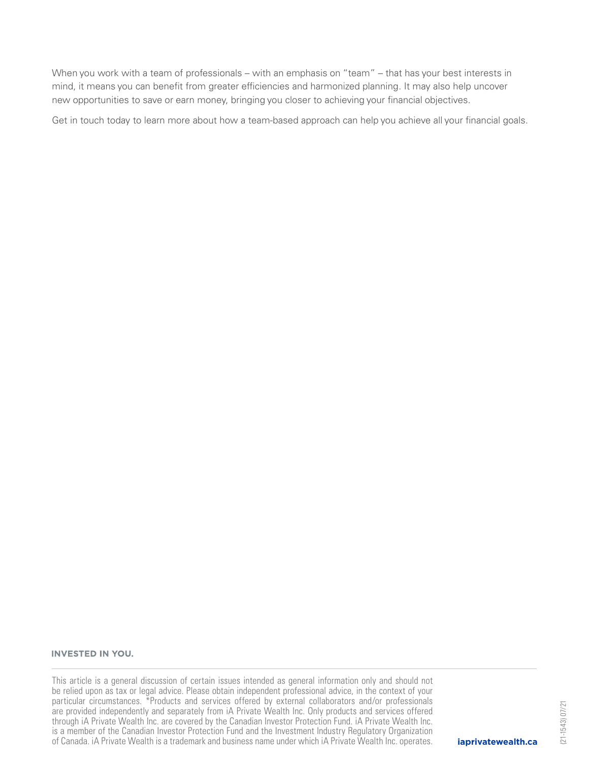When you work with a team of professionals – with an emphasis on "team" – that has your best interests in mind, it means you can benefit from greater efficiencies and harmonized planning. It may also help uncover new opportunities to save or earn money, bringing you closer to achieving your financial objectives.

Get in touch today to learn more about how a team-based approach can help you achieve all your financial goals.

**INVESTED IN YOU.**

This article is a general discussion of certain issues intended as general information only and should not be relied upon as tax or legal advice. Please obtain independent professional advice, in the context of your particular circumstances. *Products and services offered by external collaborators and/or professionals are provided independently and separately from iA Private Wealth Inc. Only products and services offered through iA Private Wealth Inc. are covered by the Canadian Investor Protection Fund. iA Private Wealth Inc. is a member of the Canadian Investor Protection Fund and the Investment Industry Regulatory Organization of Canada. iA Private Wealth is a trademark and business name under which iA Private Wealth Inc. operates.

**iaprivatewealth.ca**

(21-1543) 07/21